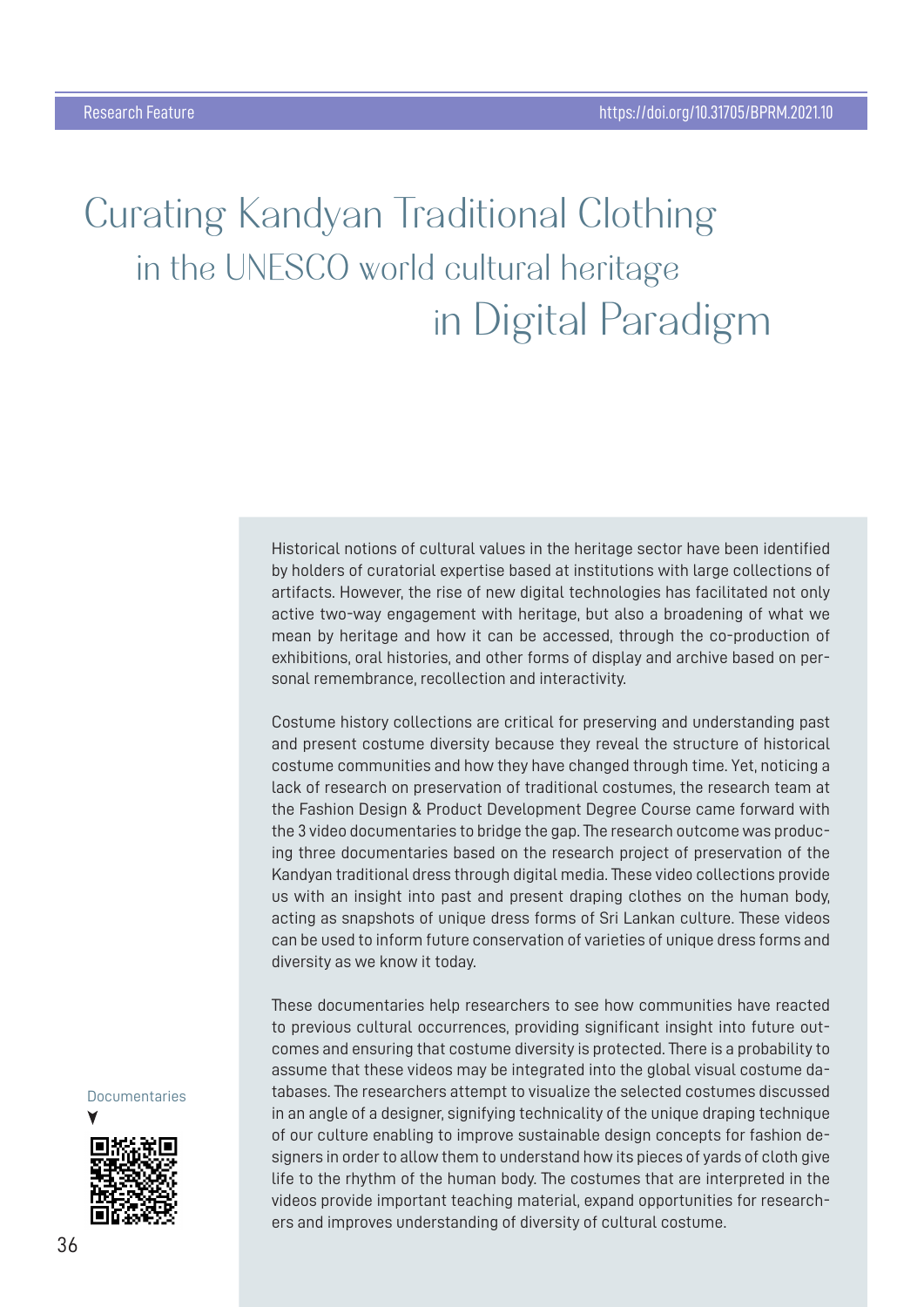# Curating Kandyan Traditional Clothing in the UNESCO world cultural heritage in Digital Paradigm

Historical notions of cultural values in the heritage sector have been identified by holders of curatorial expertise based at institutions with large collections of artifacts. However, the rise of new digital technologies has facilitated not only active two-way engagement with heritage, but also a broadening of what we mean by heritage and how it can be accessed, through the co-production of exhibitions, oral histories, and other forms of display and archive based on personal remembrance, recollection and interactivity.

Costume history collections are critical for preserving and understanding past and present costume diversity because they reveal the structure of historical costume communities and how they have changed through time. Yet, noticing a lack of research on preservation of traditional costumes, the research team at the Fashion Design & Product Development Degree Course came forward with the 3 video documentaries to bridge the gap. The research outcome was producing three documentaries based on the research project of preservation of the Kandyan traditional dress through digital media. These video collections provide us with an insight into past and present draping clothes on the human body, acting as snapshots of unique dress forms of Sri Lankan culture. These videos can be used to inform future conservation of varieties of unique dress forms and diversity as we know it today.

These documentaries help researchers to see how communities have reacted to previous cultural occurrences, providing significant insight into future outcomes and ensuring that costume diversity is protected. There is a probability to assume that these videos may be integrated into the global visual costume databases. The researchers attempt to visualize the selected costumes discussed in an angle of a designer, signifying technicality of the unique draping technique of our culture enabling to improve sustainable design concepts for fashion designers in order to allow them to understand how its pieces of yards of cloth give life to the rhythm of the human body. The costumes that are interpreted in the videos provide important teaching material, expand opportunities for researchers and improves understanding of diversity of cultural costume.

Documentaries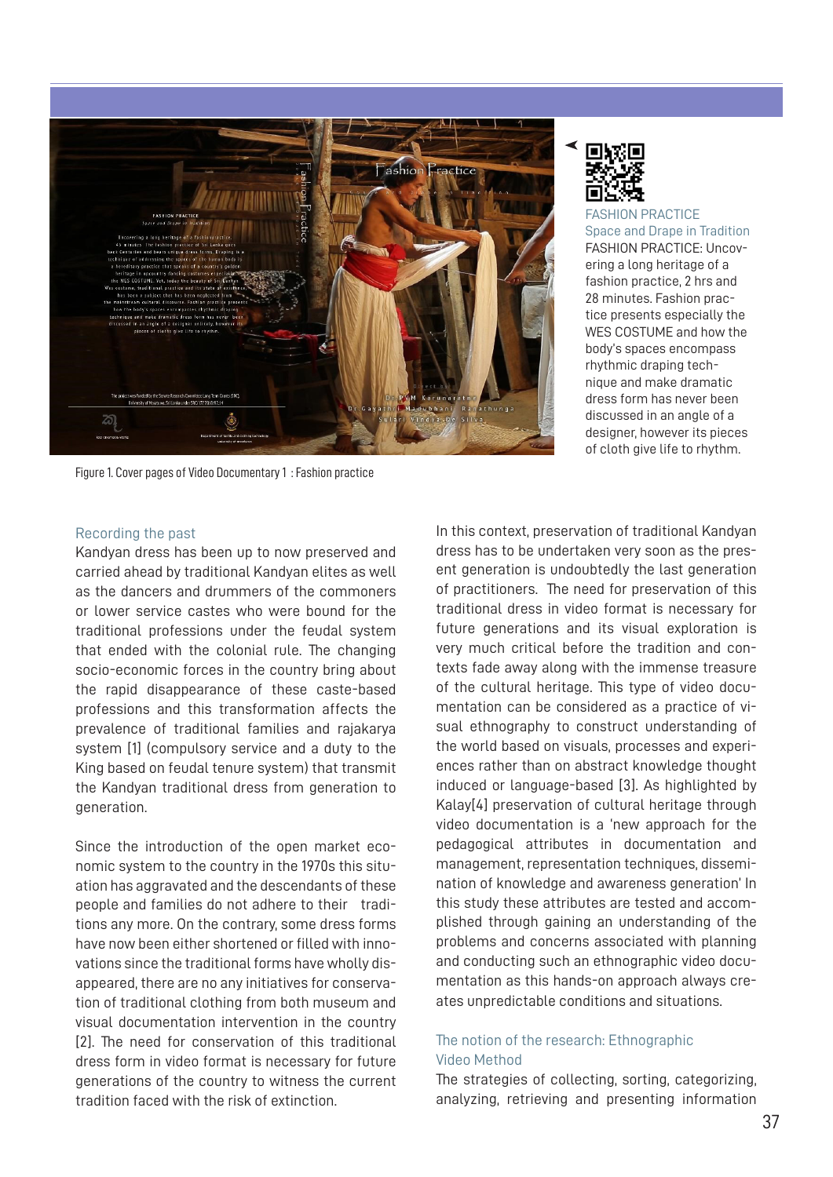FASHION PRACTICE
Space and Drape in Tradition

FASHION PRACTICE: Uncovering a long heritage of a fashion practice, 2 hrs and 28 minutes. Fashion practice presents especially the WES COSTUME and how the body's spaces encompass rhythmic draping technique and make dramatic dress form has never been discussed in an angle of a designer, however its pieces of cloth give life to rhythm.

Figure 1. Cover pages of Video Documentary 1 : Fashion practice

### Recording the past

Kandyan dress has been up to now preserved and carried ahead by traditional Kandyan elites as well as the dancers and drummers of the commoners or lower service castes who were bound for the traditional professions under the feudal system that ended with the colonial rule. The changing socio-economic forces in the country bring about the rapid disappearance of these caste-based professions and this transformation affects the prevalence of traditional families and rajakarya system [1] (compulsory service and a duty to the King based on feudal tenure system) that transmit the Kandyan traditional dress from generation to generation.

Since the introduction of the open market economic system to the country in the 1970s this situation has aggravated and the descendants of these people and families do not adhere to their traditions any more. On the contrary, some dress forms have now been either shortened or filled with innovations since the traditional forms have wholly disappeared, there are no any initiatives for conservation of traditional clothing from both museum and visual documentation intervention in the country [2]. The need for conservation of this traditional dress form in video format is necessary for future generations of the country to witness the current tradition faced with the risk of extinction.

In this context, preservation of traditional Kandyan dress has to be undertaken very soon as the present generation is undoubtedly the last generation of practitioners. The need for preservation of this traditional dress in video format is necessary for future generations and its visual exploration is very much critical before the tradition and contexts fade away along with the immense treasure of the cultural heritage. This type of video documentation can be considered as a practice of visual ethnography to construct understanding of the world based on visuals, processes and experiences rather than on abstract knowledge thought induced or language-based [3]. As highlighted by Kalay[4] preservation of cultural heritage through video documentation is a 'new approach for the pedagogical attributes in documentation and management, representation techniques, dissemination of knowledge and awareness generation' In this study these attributes are tested and accomplished through gaining an understanding of the problems and concerns associated with planning and conducting such an ethnographic video documentation as this hands-on approach always creates unpredictable conditions and situations.

### The notion of the research: Ethnographic Video Method

The strategies of collecting, sorting, categorizing, analyzing, retrieving and presenting information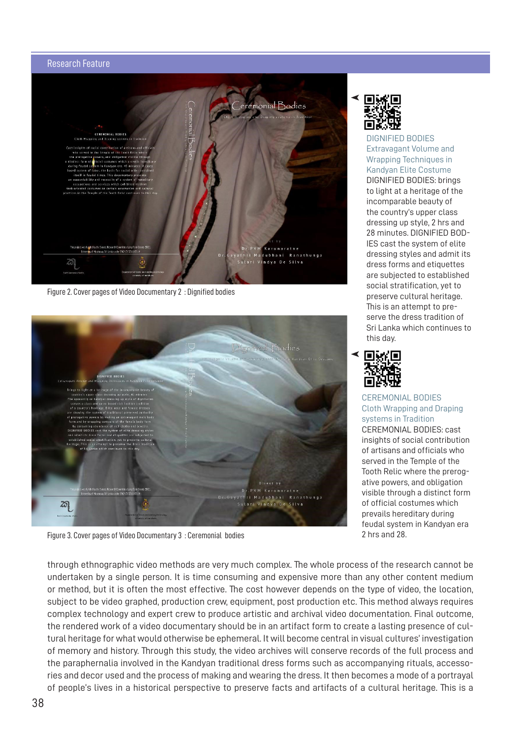Figure 2. Cover pages of Video Documentary 2 : Dignified bodies

Figure 3. Cover pages of Video Documentary 3 : Ceremonial bodies

DIGNIFIED BODIES
Extravagant Volume and Wrapping Techniques in Kandyan Elite Costume

DIGNIFIED BODIES: brings to light at a heritage of the incomparable beauty of the country's upper class dressing up style, 2 hrs and 28 minutes. DIGNIFIED BODIES cast the system of elite dressing styles and admit its dress forms and etiquettes are subjected to established social stratification, yet to preserve cultural heritage. This is an attempt to preserve the dress tradition of Sri Lanka which continues to this day.

CEREMONIAL BODIES
Cloth Wrapping and Draping systems in Tradition

CEREMONIAL BODIES: cast insights of social contribution of artisans and officials who served in the Temple of the Tooth Relic where the prerogative powers, and obligation visible through a distinct form of official costumes which prevails hereditary during feudal system in Kandyan era 2 hrs and 28.

through ethnographic video methods are very much complex. The whole process of the research cannot be undertaken by a single person. It is time consuming and expensive more than any other content medium or method, but it is often the most effective. The cost however depends on the type of video, the location, subject to be video graphed, production crew, equipment, post production etc. This method always requires complex technology and expert crew to produce artistic and archival video documentation. Final outcome, the rendered work of a video documentary should be in an artifact form to create a lasting presence of cultural heritage for what would otherwise be ephemeral. It will become central in visual cultures' investigation of memory and history. Through this study, the video archives will conserve records of the full process and the paraphernalia involved in the Kandyan traditional dress forms such as accompanying rituals, accessories and decor used and the process of making and wearing the dress. It then becomes a mode of a portrayal of people's lives in a historical perspective to preserve facts and artifacts of a cultural heritage. This is a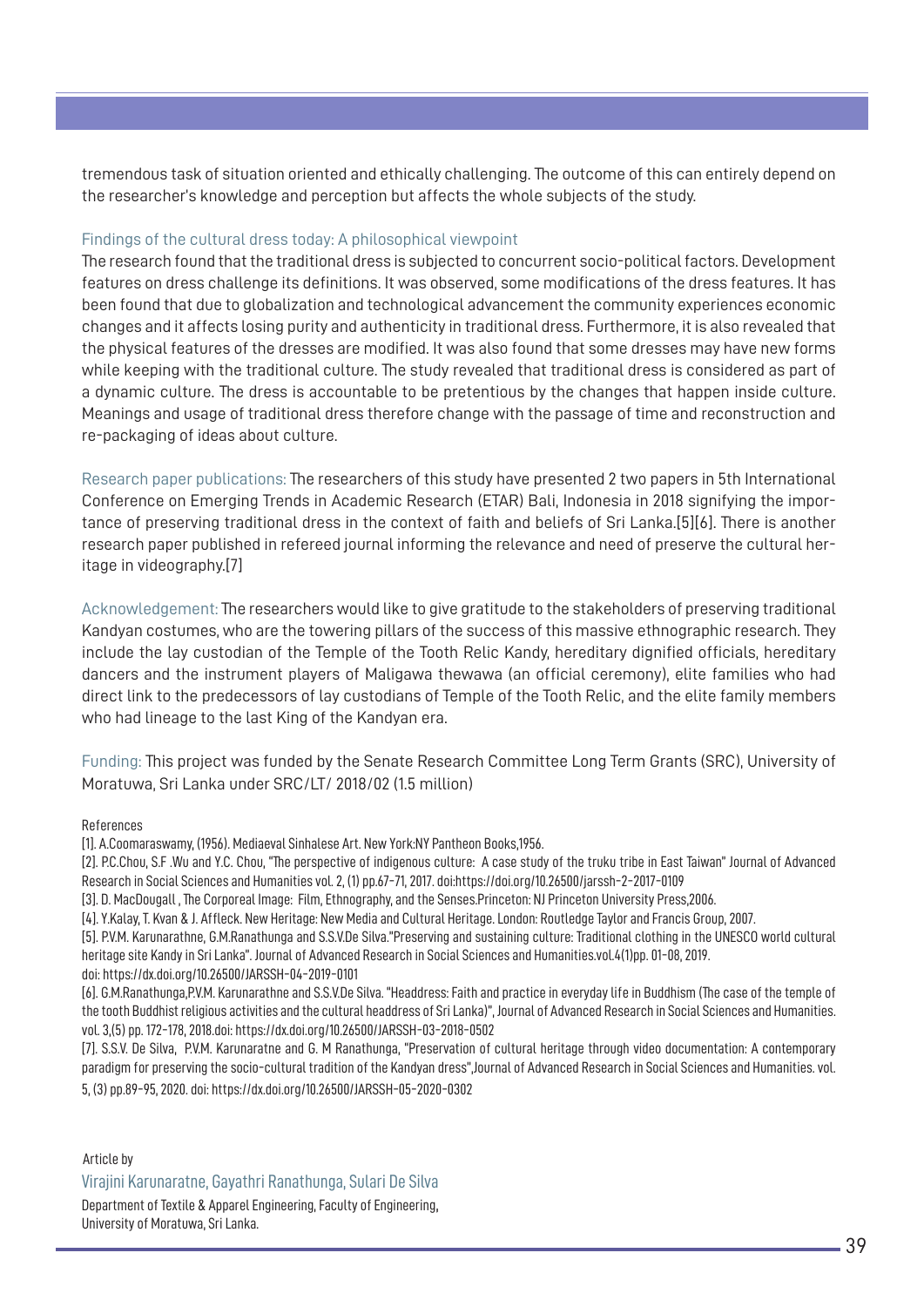tremendous task of situation oriented and ethically challenging. The outcome of this can entirely depend on the researcher's knowledge and perception but affects the whole subjects of the study.

### Findings of the cultural dress today: A philosophical viewpoint

The research found that the traditional dress is subjected to concurrent socio-political factors. Development features on dress challenge its definitions. It was observed, some modifications of the dress features. It has been found that due to globalization and technological advancement the community experiences economic changes and it affects losing purity and authenticity in traditional dress. Furthermore, it is also revealed that the physical features of the dresses are modified. It was also found that some dresses may have new forms while keeping with the traditional culture. The study revealed that traditional dress is considered as part of a dynamic culture. The dress is accountable to be pretentious by the changes that happen inside culture. Meanings and usage of traditional dress therefore change with the passage of time and reconstruction and re-packaging of ideas about culture.

Research paper publications: The researchers of this study have presented 2 two papers in 5th International Conference on Emerging Trends in Academic Research (ETAR) Bali, Indonesia in 2018 signifying the importance of preserving traditional dress in the context of faith and beliefs of Sri Lanka.[5][6]. There is another research paper published in refereed journal informing the relevance and need of preserve the cultural heritage in videography.[7]

Acknowledgement: The researchers would like to give gratitude to the stakeholders of preserving traditional Kandyan costumes, who are the towering pillars of the success of this massive ethnographic research. They include the lay custodian of the Temple of the Tooth Relic Kandy, hereditary dignified officials, hereditary dancers and the instrument players of Maligawa thewawa (an official ceremony), elite families who had direct link to the predecessors of lay custodians of Temple of the Tooth Relic, and the elite family members who had lineage to the last King of the Kandyan era.

Funding: This project was funded by the Senate Research Committee Long Term Grants (SRC), University of Moratuwa, Sri Lanka under SRC/LT/ 2018/02 (1.5 million)

References

[1]. A.Coomaraswamy, (1956). Mediaeval Sinhalese Art. New York:NY Pantheon Books,1956.

[2]. P.C.Chou, S.F .Wu and Y.C. Chou, "The perspective of indigenous culture: A case study of the truku tribe in East Taiwan" Journal of Advanced Research in Social Sciences and Humanities vol. 2, (1) pp.67-71, 2017. doi:https://doi.org/10.26500/jarssh-2-2017-0109

[3]. D. MacDougall , The Corporeal Image: Film, Ethnography, and the Senses.Princeton: NJ Princeton University Press,2006.

[4]. Y.Kalay, T. Kvan & J. Affleck. New Heritage: New Media and Cultural Heritage. London: Routledge Taylor and Francis Group, 2007.

[5]. P.V.M. Karunarathne, G.M.Ranathunga and S.S.V.De Silva."Preserving and sustaining culture: Traditional clothing in the UNESCO world cultural heritage site Kandy in Sri Lanka". Journal of Advanced Research in Social Sciences and Humanities.vol.4(1)pp. 01-08, 2019. doi: https://dx.doi.org/10.26500/JARSSH-04-2019-0101

[6]. G.M.Ranathunga,P.V.M. Karunarathne and S.S.V.De Silva. "Headdress: Faith and practice in everyday life in Buddhism (The case of the temple of the tooth Buddhist religious activities and the cultural headdress of Sri Lanka)", Journal of Advanced Research in Social Sciences and Humanities. vol. 3,(5) pp. 172-178, 2018.doi: https://dx.doi.org/10.26500/JARSSH-03-2018-0502

[7]. S.S.V. De Silva, P.V.M. Karunaratne and G. M Ranathunga, "Preservation of cultural heritage through video documentation: A contemporary paradigm for preserving the socio-cultural tradition of the Kandyan dress",Journal of Advanced Research in Social Sciences and Humanities. vol. 5, (3) pp.89-95, 2020. doi: https://dx.doi.org/10.26500/JARSSH-05-2020-0302

Article by

Virajini Karunaratne, Gayathri Ranathunga, Sulari De Silva

Department of Textile & Apparel Engineering, Faculty of Engineering, University of Moratuwa, Sri Lanka.